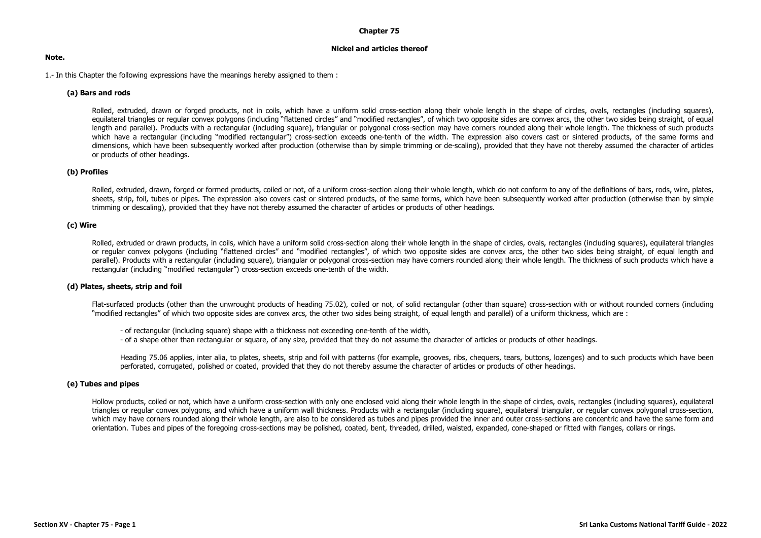# Chapter 75

## Nickel and articles thereof

**Note.**

1.- In this Chapter the following expressions have the meanings hereby assigned to them :

**(a) Bars and rods**

Rolled, extruded, drawn or forged products, not in coils, which have a uniform solid cross-section along their whole length in the shape of circles, ovals, rectangles (including squares), equilateral triangles or regular convex polygons (including "flattened circles" and "modified rectangles", of which two opposite sides are convex arcs, the other two sides being straight, of equal length and parallel). Products with a rectangular (including square), triangular or polygonal cross-section may have corners rounded along their whole length. The thickness of such products which have a rectangular (including "modified rectangular") cross-section exceeds one-tenth of the width. The expression also covers cast or sintered products, of the same forms and dimensions, which have been subsequently worked after production (otherwise than by simple trimming or de-scaling), provided that they have not thereby assumed the character of articles or products of other headings.

**(b) Profiles**

Rolled, extruded, drawn, forged or formed products, coiled or not, of a uniform cross-section along their whole length, which do not conform to any of the definitions of bars, rods, wire, plates, sheets, strip, foil, tubes or pipes. The expression also covers cast or sintered products, of the same forms, which have been subsequently worked after production (otherwise than by simple trimming or descaling), provided that they have not thereby assumed the character of articles or products of other headings.

**(c) Wire**

Rolled, extruded or drawn products, in coils, which have a uniform solid cross-section along their whole length in the shape of circles, ovals, rectangles (including squares), equilateral triangles or regular convex polygons (including "flattened circles" and "modified rectangles", of which two opposite sides are convex arcs, the other two sides being straight, of equal length and parallel). Products with a rectangular (including square), triangular or polygonal cross-section may have corners rounded along their whole length. The thickness of such products which have a rectangular (including "modified rectangular") cross-section exceeds one-tenth of the width.

**(d) Plates, sheets, strip and foil**

Flat-surfaced products (other than the unwrought products of heading 75.02), coiled or not, of solid rectangular (other than square) cross-section with or without rounded corners (including "modified rectangles" of which two opposite sides are convex arcs, the other two sides being straight, of equal length and parallel) of a uniform thickness, which are :

- of rectangular (including square) shape with a thickness not exceeding one-tenth of the width,
- of a shape other than rectangular or square, of any size, provided that they do not assume the character of articles or products of other headings.

Heading 75.06 applies, inter alia, to plates, sheets, strip and foil with patterns (for example, grooves, ribs, chequers, tears, buttons, lozenges) and to such products which have been perforated, corrugated, polished or coated, provided that they do not thereby assume the character of articles or products of other headings.

**(e) Tubes and pipes**

Hollow products, coiled or not, which have a uniform cross-section with only one enclosed void along their whole length in the shape of circles, ovals, rectangles (including squares), equilateral triangles or regular convex polygons, and which have a uniform wall thickness. Products with a rectangular (including square), equilateral triangular, or regular convex polygonal cross-section, which may have corners rounded along their whole length, are also to be considered as tubes and pipes provided the inner and outer cross-sections are concentric and have the same form and orientation. Tubes and pipes of the foregoing cross-sections may be polished, coated, bent, threaded, drilled, waisted, expanded, cone-shaped or fitted with flanges, collars or rings.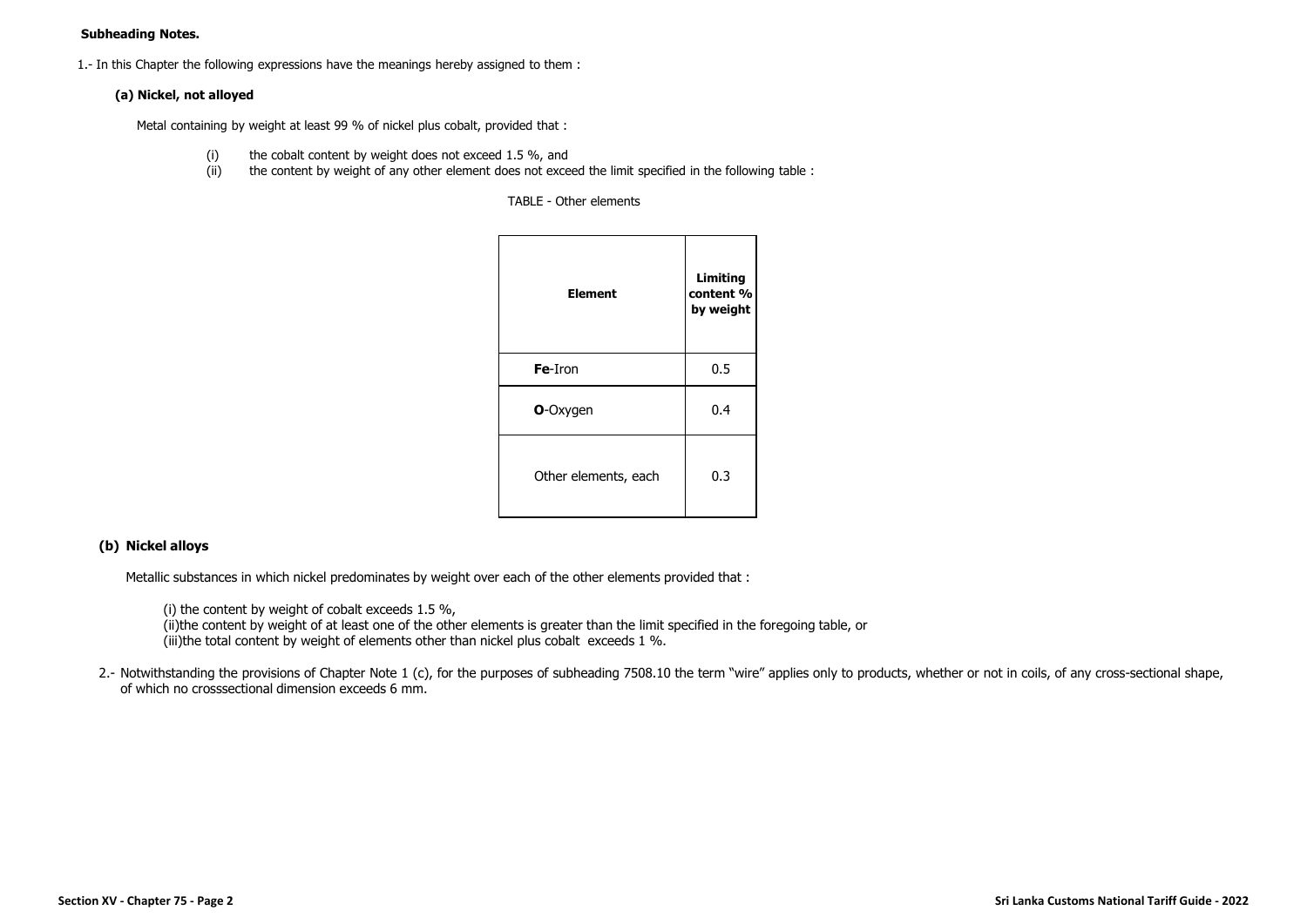**Subheading Notes.**

1.- In this Chapter the following expressions have the meanings hereby assigned to them :

**(a) Nickel, not alloyed**

Metal containing by weight at least 99 % of nickel plus cobalt, provided that :

(i) the cobalt content by weight does not exceed 1.5 %, and
(ii) the content by weight of any other element does not exceed the limit specified in the following table :

TABLE - Other elements

| Element | Limiting content % by weight |
|---|---|
| **Fe**-Iron | 0.5 |
| **O**-Oxygen | 0.4 |
| Other elements, each | 0.3 |

**(b) Nickel alloys**

Metallic substances in which nickel predominates by weight over each of the other elements provided that :

(i) the content by weight of cobalt exceeds 1.5 %,
(ii)the content by weight of at least one of the other elements is greater than the limit specified in the foregoing table, or
(iii)the total content by weight of elements other than nickel plus cobalt exceeds 1 %.

2.- Notwithstanding the provisions of Chapter Note 1 (c), for the purposes of subheading 7508.10 the term "wire" applies only to products, whether or not in coils, of any cross-sectional shape, of which no crosssectional dimension exceeds 6 mm.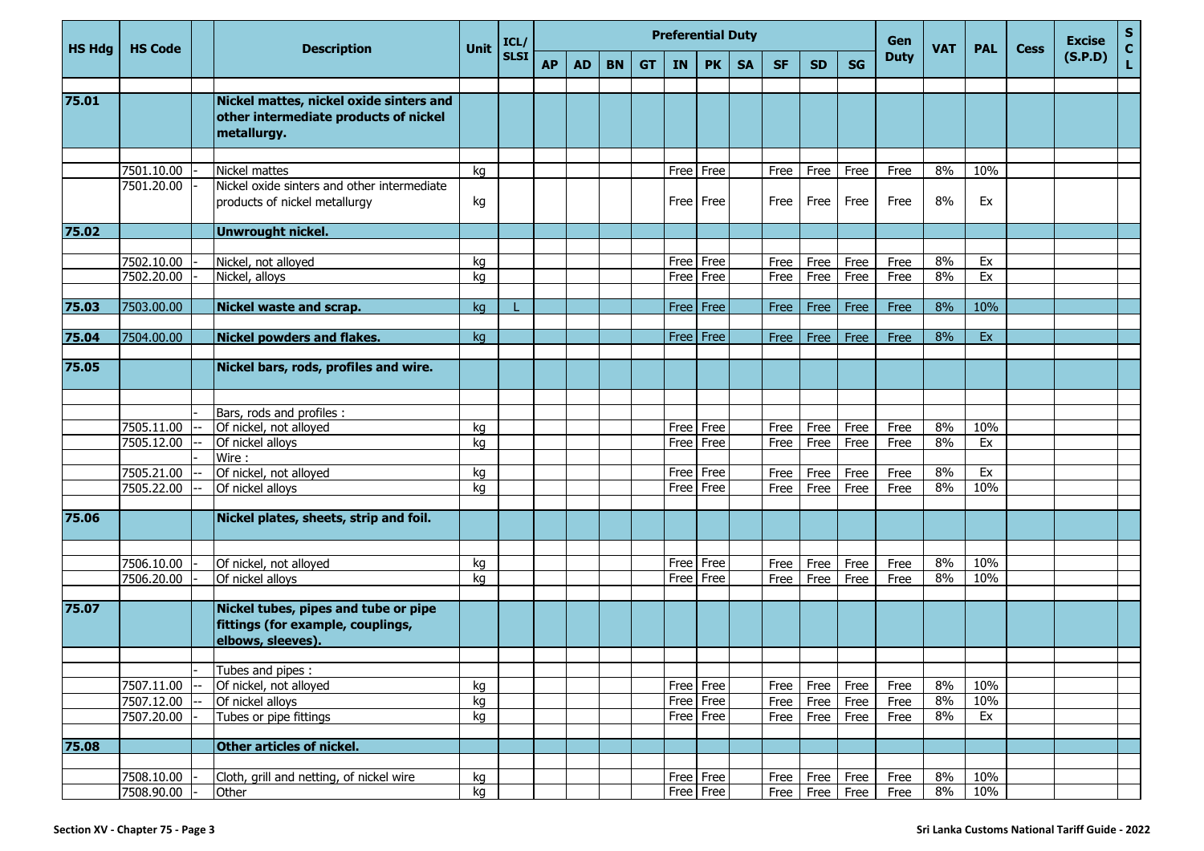| HS Hdg | HS Code | | Description | Unit | ICL/ SLSI | Preferential Duty | | | | | | | | | | Gen Duty | VAT | PAL | Cess | Excise (S.P.D) | S C L |
|---|---|---|---|---|---|---|---|---|---|---|---|---|---|---|---|---|---|---|---|---|---|
| | | | | | | AP | AD | BN | GT | IN | PK | SA | SF | SD | SG | | | | | | |
| 75.01 | | | **Nickel mattes, nickel oxide sinters and other intermediate products of nickel metallurgy.** | | | | | | | | | | | | | | | | | | |
| | 7501.10.00 | - | Nickel mattes | kg | | | | | | Free | Free | | Free | Free | Free | Free | 8% | 10% | | | |
| | 7501.20.00 | - | Nickel oxide sinters and other intermediate products of nickel metallurgy | kg | | | | | | Free | Free | | Free | Free | Free | Free | 8% | Ex | | | |
| 75.02 | | | **Unwrought nickel.** | | | | | | | | | | | | | | | | | | |
| | 7502.10.00 | - | Nickel, not alloyed | kg | | | | | | Free | Free | | Free | Free | Free | Free | 8% | Ex | | | |
| | 7502.20.00 | - | Nickel, alloys | kg | | | | | | Free | Free | | Free | Free | Free | Free | 8% | Ex | | | |
| 75.03 | 7503.00.00 | | **Nickel waste and scrap.** | kg | L | | | | | Free | Free | | Free | Free | Free | Free | 8% | 10% | | | |
| 75.04 | 7504.00.00 | | **Nickel powders and flakes.** | kg | | | | | | Free | Free | | Free | Free | Free | Free | 8% | Ex | | | |
| 75.05 | | | **Nickel bars, rods, profiles and wire.** | | | | | | | | | | | | | | | | | | |
| | | - | Bars, rods and profiles : | | | | | | | | | | | | | | | | | | |
| | 7505.11.00 | -- | Of nickel, not alloyed | kg | | | | | | Free | Free | | Free | Free | Free | Free | 8% | 10% | | | |
| | 7505.12.00 | -- | Of nickel alloys | kg | | | | | | Free | Free | | Free | Free | Free | Free | 8% | Ex | | | |
| | | - | Wire : | | | | | | | | | | | | | | | | | | |
| | 7505.21.00 | -- | Of nickel, not alloyed | kg | | | | | | Free | Free | | Free | Free | Free | Free | 8% | Ex | | | |
| | 7505.22.00 | -- | Of nickel alloys | kg | | | | | | Free | Free | | Free | Free | Free | Free | 8% | 10% | | | |
| 75.06 | | | **Nickel plates, sheets, strip and foil.** | | | | | | | | | | | | | | | | | | |
| | 7506.10.00 | - | Of nickel, not alloyed | kg | | | | | | Free | Free | | Free | Free | Free | Free | 8% | 10% | | | |
| | 7506.20.00 | - | Of nickel alloys | kg | | | | | | Free | Free | | Free | Free | Free | Free | 8% | 10% | | | |
| 75.07 | | | **Nickel tubes, pipes and tube or pipe fittings (for example, couplings, elbows, sleeves).** | | | | | | | | | | | | | | | | | | |
| | | - | Tubes and pipes : | | | | | | | | | | | | | | | | | | |
| | 7507.11.00 | -- | Of nickel, not alloyed | kg | | | | | | Free | Free | | Free | Free | Free | Free | 8% | 10% | | | |
| | 7507.12.00 | -- | Of nickel alloys | kg | | | | | | Free | Free | | Free | Free | Free | Free | 8% | 10% | | | |
| | 7507.20.00 | - | Tubes or pipe fittings | kg | | | | | | Free | Free | | Free | Free | Free | Free | 8% | Ex | | | |
| 75.08 | | | **Other articles of nickel.** | | | | | | | | | | | | | | | | | | |
| | 7508.10.00 | - | Cloth, grill and netting, of nickel wire | kg | | | | | | Free | Free | | Free | Free | Free | Free | 8% | 10% | | | |
| | 7508.90.00 | - | Other | kg | | | | | | Free | Free | | Free | Free | Free | Free | 8% | 10% | | | |